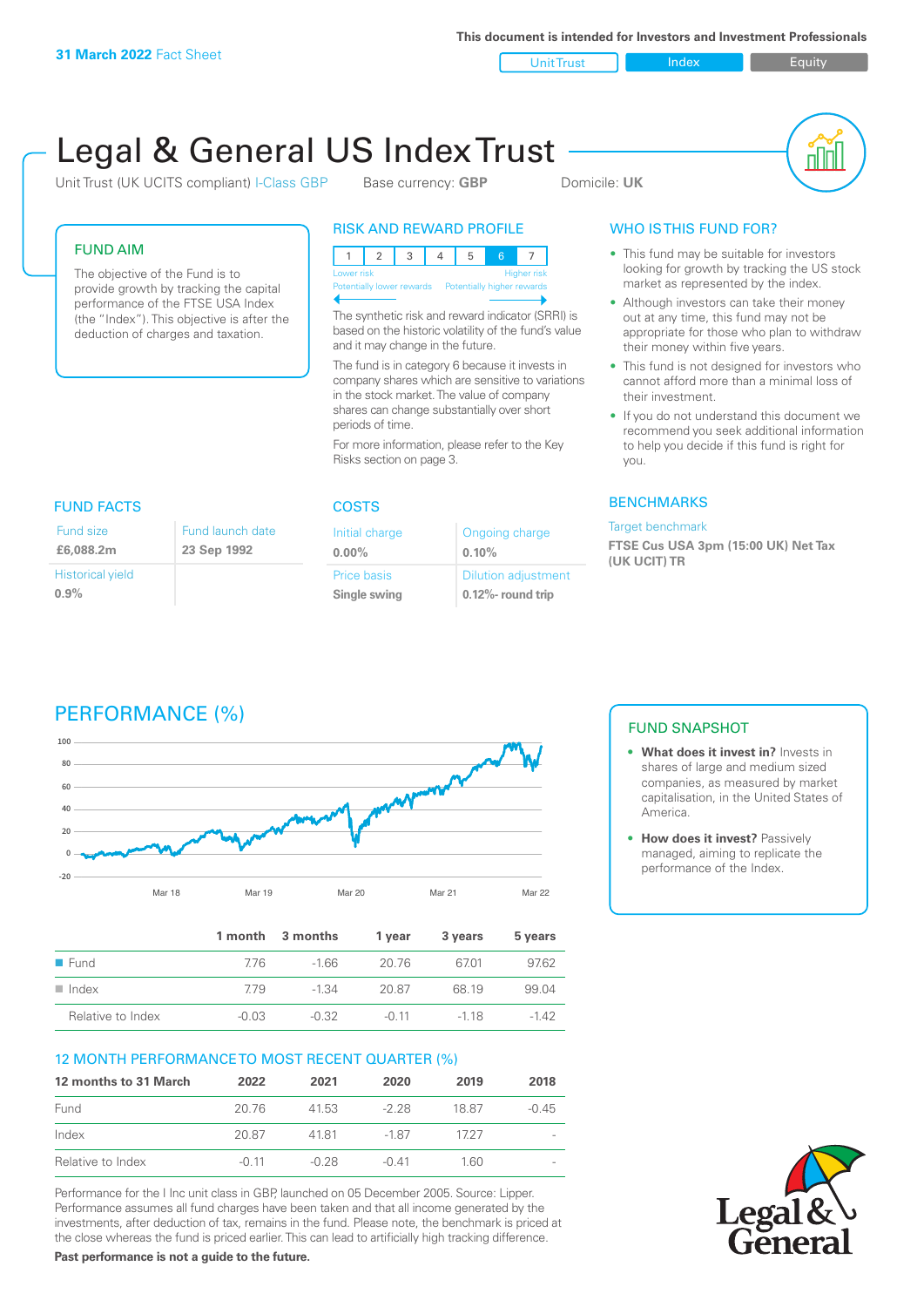**31 March 2022** Fact Sheet

This document is intended for Investors and Investment Professionals

Unit Trust | Index | Equity

# Legal & General US Index Trust

Unit Trust (UK UCITS compliant) I-Class GBP    Base currency: **GBP**    Domicile: **UK**

## FUND AIM

The objective of the Fund is to provide growth by tracking the capital performance of the FTSE USA Index (the "Index"). This objective is after the deduction of charges and taxation.

## RISK AND REWARD PROFILE

| 1 | 2 | 3 | 4 | 5 | 6 | 7 |
|---|---|---|---|---|---|---|

Lower risk — Potentially lower rewards | Higher risk — Potentially higher rewards

The synthetic risk and reward indicator (SRRI) is based on the historic volatility of the fund's value and it may change in the future.

The fund is in category 6 because it invests in company shares which are sensitive to variations in the stock market. The value of company shares can change substantially over short periods of time.

For more information, please refer to the Key Risks section on page 3.

## WHO IS THIS FUND FOR?

- This fund may be suitable for investors looking for growth by tracking the US stock market as represented by the index.
- Although investors can take their money out at any time, this fund may not be appropriate for those who plan to withdraw their money within five years.
- This fund is not designed for investors who cannot afford more than a minimal loss of their investment.
- If you do not understand this document we recommend you seek additional information to help you decide if this fund is right for you.

## FUND FACTS

| Fund size | Fund launch date |
|---|---|
| **£6,088.2m** | **23 Sep 1992** |
| Historical yield | |
| **0.9%** | |

## COSTS

| Initial charge | Ongoing charge |
|---|---|
| **0.00%** | **0.10%** |
| Price basis | Dilution adjustment |
| **Single swing** | **0.12%- round trip** |

## BENCHMARKS

Target benchmark

**FTSE Cus USA 3pm (15:00 UK) Net Tax (UK UCIT) TR**

## PERFORMANCE (%)

|  | 1 month | 3 months | 1 year | 3 years | 5 years |
|---|---|---|---|---|---|
| Fund | 7.76 | -1.66 | 20.76 | 67.01 | 97.62 |
| Index | 7.79 | -1.34 | 20.87 | 68.19 | 99.04 |
| Relative to Index | -0.03 | -0.32 | -0.11 | -1.18 | -1.42 |

## 12 MONTH PERFORMANCE TO MOST RECENT QUARTER (%)

| 12 months to 31 March | 2022 | 2021 | 2020 | 2019 | 2018 |
|---|---|---|---|---|---|
| Fund | 20.76 | 41.53 | -2.28 | 18.87 | -0.45 |
| Index | 20.87 | 41.81 | -1.87 | 17.27 | - |
| Relative to Index | -0.11 | -0.28 | -0.41 | 1.60 | - |

Performance for the I Inc unit class in GBP, launched on 05 December 2005. Source: Lipper. Performance assumes all fund charges have been taken and that all income generated by the investments, after deduction of tax, remains in the fund. Please note, the benchmark is priced at the close whereas the fund is priced earlier. This can lead to artificially high tracking difference.

**Past performance is not a guide to the future.**

## FUND SNAPSHOT

- **What does it invest in?** Invests in shares of large and medium sized companies, as measured by market capitalisation, in the United States of America.
- **How does it invest?** Passively managed, aiming to replicate the performance of the Index.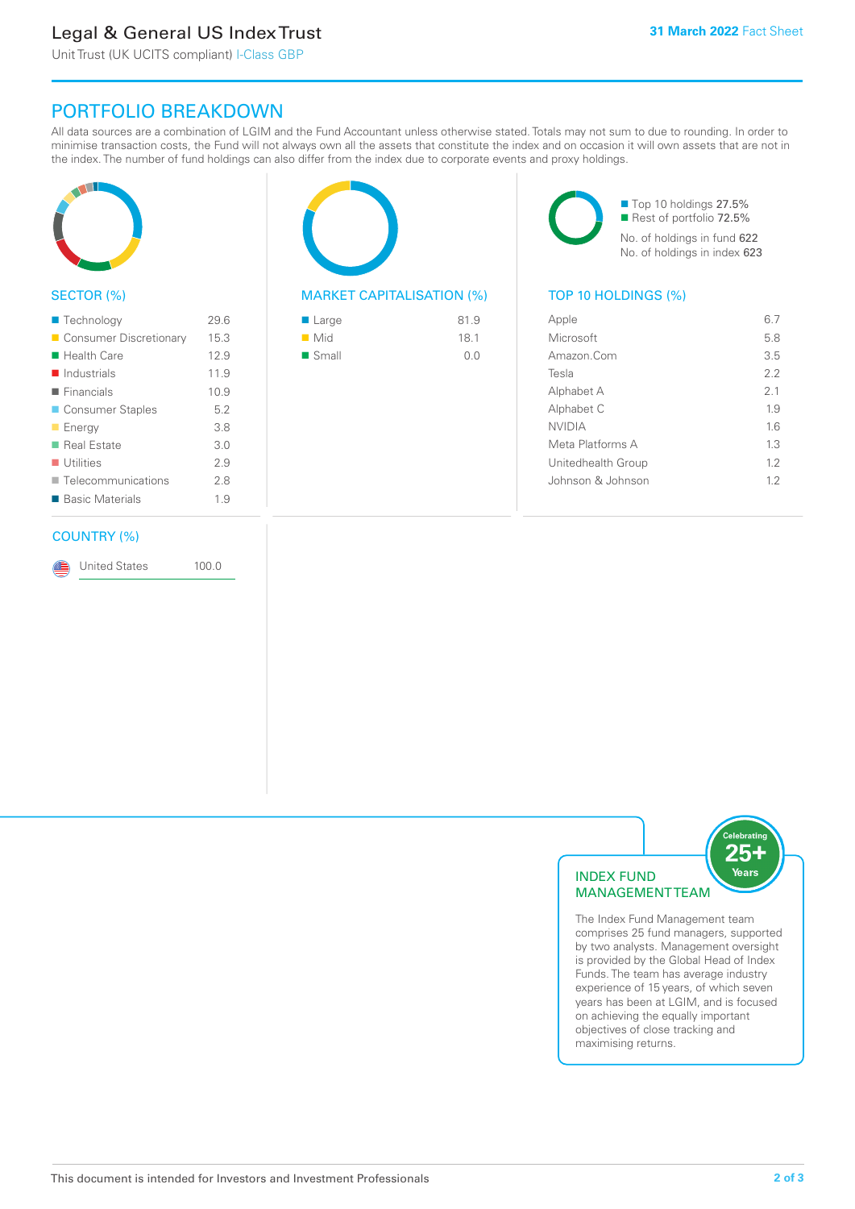# Legal & General US Index Trust

Unit Trust (UK UCITS compliant) I-Class GBP

31 March 2022 Fact Sheet

## PORTFOLIO BREAKDOWN

All data sources are a combination of LGIM and the Fund Accountant unless otherwise stated. Totals may not sum to due to rounding. In order to minimise transaction costs, the Fund will not always own all the assets that constitute the index and on occasion it will own assets that are not in the index. The number of fund holdings can also differ from the index due to corporate events and proxy holdings.

### SECTOR (%)

| Sector | % |
|---|---|
| Technology | 29.6 |
| Consumer Discretionary | 15.3 |
| Health Care | 12.9 |
| Industrials | 11.9 |
| Financials | 10.9 |
| Consumer Staples | 5.2 |
| Energy | 3.8 |
| Real Estate | 3.0 |
| Utilities | 2.9 |
| Telecommunications | 2.8 |
| Basic Materials | 1.9 |

### MARKET CAPITALISATION (%)

| Size | % |
|---|---|
| Large | 81.9 |
| Mid | 18.1 |
| Small | 0.0 |

Top 10 holdings 27.5%
Rest of portfolio 72.5%
No. of holdings in fund 622
No. of holdings in index 623

### TOP 10 HOLDINGS (%)

| Holding | % |
|---|---|
| Apple | 6.7 |
| Microsoft | 5.8 |
| Amazon.Com | 3.5 |
| Tesla | 2.2 |
| Alphabet A | 2.1 |
| Alphabet C | 1.9 |
| NVIDIA | 1.6 |
| Meta Platforms A | 1.3 |
| Unitedhealth Group | 1.2 |
| Johnson & Johnson | 1.2 |

### COUNTRY (%)

| Country | % |
|---|---|
| United States | 100.0 |

### INDEX FUND MANAGEMENT TEAM

Celebrating 25+ Years

The Index Fund Management team comprises 25 fund managers, supported by two analysts. Management oversight is provided by the Global Head of Index Funds. The team has average industry experience of 15 years, of which seven years has been at LGIM, and is focused on achieving the equally important objectives of close tracking and maximising returns.

This document is intended for Investors and Investment Professionals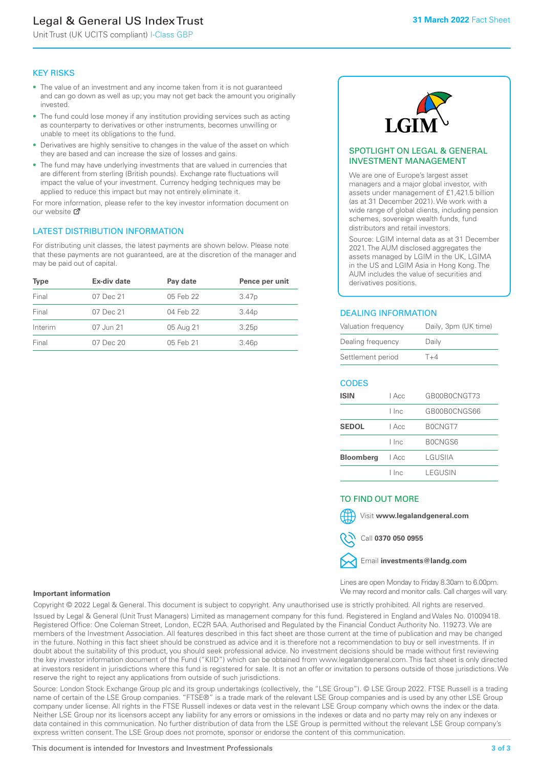# Legal & General US Index Trust

Unit Trust (UK UCITS compliant) I-Class GBP

31 March 2022 Fact Sheet

## KEY RISKS

- The value of an investment and any income taken from it is not guaranteed and can go down as well as up; you may not get back the amount you originally invested.
- The fund could lose money if any institution providing services such as acting as counterparty to derivatives or other instruments, becomes unwilling or unable to meet its obligations to the fund.
- Derivatives are highly sensitive to changes in the value of the asset on which they are based and can increase the size of losses and gains.
- The fund may have underlying investments that are valued in currencies that are different from sterling (British pounds). Exchange rate fluctuations will impact the value of your investment. Currency hedging techniques may be applied to reduce this impact but may not entirely eliminate it.

For more information, please refer to the key investor information document on our website

## LATEST DISTRIBUTION INFORMATION

For distributing unit classes, the latest payments are shown below. Please note that these payments are not guaranteed, are at the discretion of the manager and may be paid out of capital.

| Type | Ex-div date | Pay date | Pence per unit |
|---|---|---|---|
| Final | 07 Dec 21 | 05 Feb 22 | 3.47p |
| Final | 07 Dec 21 | 04 Feb 22 | 3.44p |
| Interim | 07 Jun 21 | 05 Aug 21 | 3.25p |
| Final | 07 Dec 20 | 05 Feb 21 | 3.46p |

LGIM

## SPOTLIGHT ON LEGAL & GENERAL INVESTMENT MANAGEMENT

We are one of Europe's largest asset managers and a major global investor, with assets under management of £1,421.5 billion (as at 31 December 2021). We work with a wide range of global clients, including pension schemes, sovereign wealth funds, fund distributors and retail investors.

Source: LGIM internal data as at 31 December 2021. The AUM disclosed aggregates the assets managed by LGIM in the UK, LGIMA in the US and LGIM Asia in Hong Kong. The AUM includes the value of securities and derivatives positions.

## DEALING INFORMATION

| | |
|---|---|
| Valuation frequency | Daily, 3pm (UK time) |
| Dealing frequency | Daily |
| Settlement period | T+4 |

## CODES

| | | |
|---|---|---|
| **ISIN** | I Acc | GB00B0CNGT73 |
| | I Inc | GB00B0CNGS66 |
| **SEDOL** | I Acc | B0CNGT7 |
| | I Inc | B0CNGS6 |
| **Bloomberg** | I Acc | LGUSIIA |
| | I Inc | LEGUSIN |

## TO FIND OUT MORE

Visit **www.legalandgeneral.com**

Call **0370 050 0955**

Email **investments@landg.com**

Lines are open Monday to Friday 8.30am to 6.00pm. We may record and monitor calls. Call charges will vary.

**Important information**

Copyright © 2022 Legal & General. This document is subject to copyright. Any unauthorised use is strictly prohibited. All rights are reserved.

Issued by Legal & General (Unit Trust Managers) Limited as management company for this fund. Registered in England and Wales No. 01009418. Registered Office: One Coleman Street, London, EC2R 5AA. Authorised and Regulated by the Financial Conduct Authority No. 119273. We are members of the Investment Association. All features described in this fact sheet are those current at the time of publication and may be changed in the future. Nothing in this fact sheet should be construed as advice and it is therefore not a recommendation to buy or sell investments. If in doubt about the suitability of this product, you should seek professional advice. No investment decisions should be made without first reviewing the key investor information document of the Fund ("KIID") which can be obtained from www.legalandgeneral.com. This fact sheet is only directed at investors resident in jurisdictions where this fund is registered for sale. It is not an offer or invitation to persons outside of those jurisdictions. We reserve the right to reject any applications from outside of such jurisdictions.

Source: London Stock Exchange Group plc and its group undertakings (collectively, the "LSE Group"). © LSE Group 2022. FTSE Russell is a trading name of certain of the LSE Group companies. "FTSE®" is a trade mark of the relevant LSE Group companies and is used by any other LSE Group company under license. All rights in the FTSE Russell indexes or data vest in the relevant LSE Group company which owns the index or the data. Neither LSE Group nor its licensors accept any liability for any errors or omissions in the indexes or data and no party may rely on any indexes or data contained in this communication. No further distribution of data from the LSE Group is permitted without the relevant LSE Group company's express written consent. The LSE Group does not promote, sponsor or endorse the content of this communication.

This document is intended for Investors and Investment Professionals